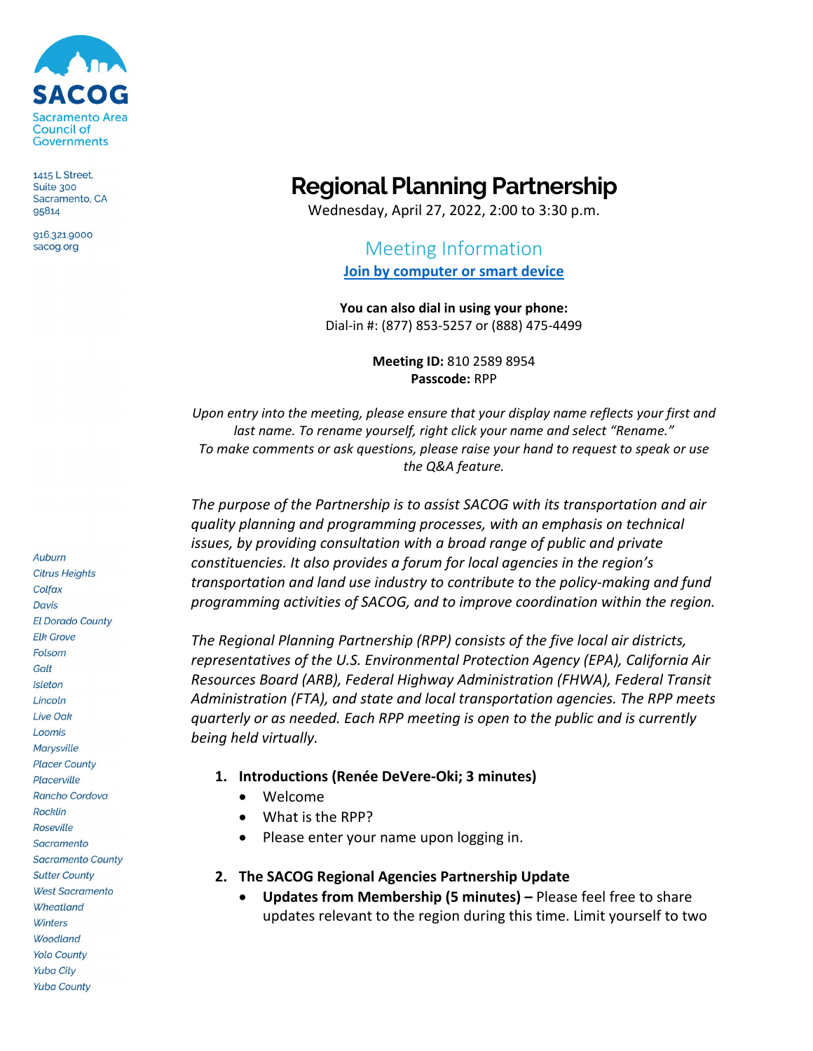SACOG

Sacramento Area Council of Governments

1415 L Street, Suite 300
Sacramento, CA 95814

916.321.9000
sacog.org

Auburn
Citrus Heights
Colfax
Davis
El Dorado County
Elk Grove
Folsom
Galt
Isleton
Lincoln
Live Oak
Loomis
Marysville
Placer County
Placerville
Rancho Cordova
Rocklin
Roseville
Sacramento
Sacramento County
Sutter County
West Sacramento
Wheatland
Winters
Woodland
Yolo County
Yuba City
Yuba County

# Regional Planning Partnership

Wednesday, April 27, 2022, 2:00 to 3:30 p.m.

## Meeting Information

**Join by computer or smart device**

**You can also dial in using your phone:**
Dial-in #: (877) 853-5257 or (888) 475-4499

**Meeting ID:** 810 2589 8954
**Passcode:** RPP

*Upon entry into the meeting, please ensure that your display name reflects your first and last name. To rename yourself, right click your name and select "Rename." To make comments or ask questions, please raise your hand to request to speak or use the Q&A feature.*

*The purpose of the Partnership is to assist SACOG with its transportation and air quality planning and programming processes, with an emphasis on technical issues, by providing consultation with a broad range of public and private constituencies. It also provides a forum for local agencies in the region's transportation and land use industry to contribute to the policy-making and fund programming activities of SACOG, and to improve coordination within the region.*

*The Regional Planning Partnership (RPP) consists of the five local air districts, representatives of the U.S. Environmental Protection Agency (EPA), California Air Resources Board (ARB), Federal Highway Administration (FHWA), Federal Transit Administration (FTA), and state and local transportation agencies. The RPP meets quarterly or as needed. Each RPP meeting is open to the public and is currently being held virtually.*

1. **Introductions (Renée DeVere-Oki; 3 minutes)**
   - Welcome
   - What is the RPP?
   - Please enter your name upon logging in.

2. **The SACOG Regional Agencies Partnership Update**
   - **Updates from Membership (5 minutes) –** Please feel free to share updates relevant to the region during this time. Limit yourself to two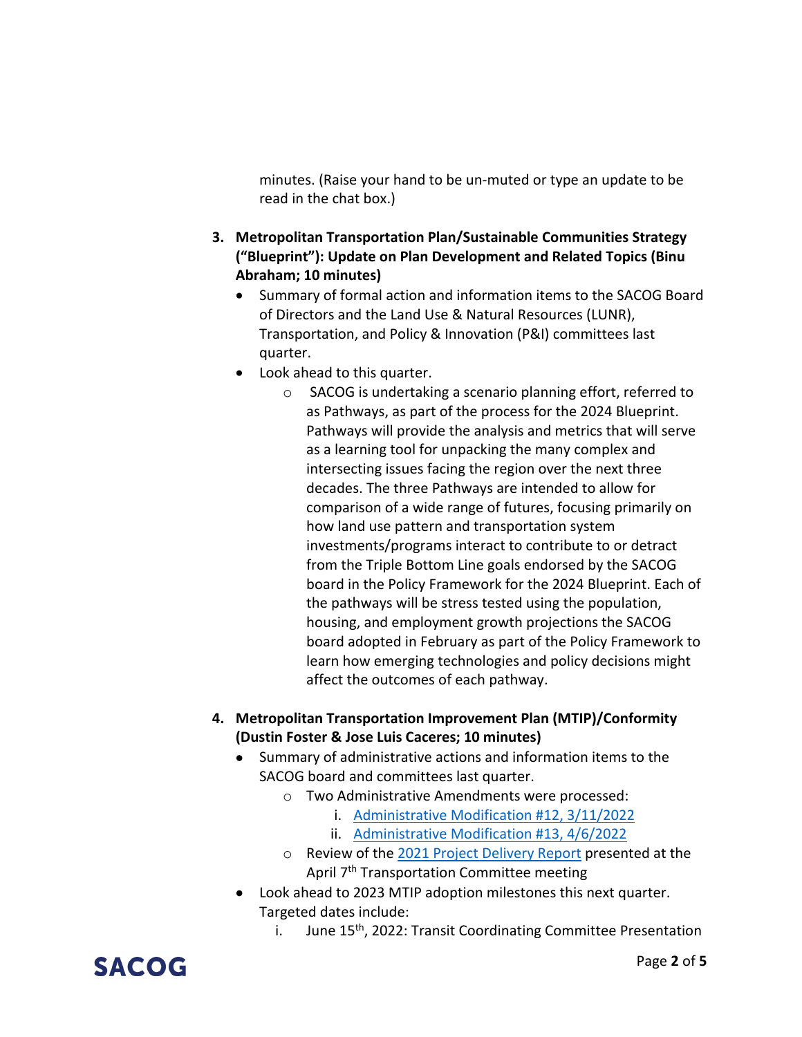minutes. (Raise your hand to be un-muted or type an update to be read in the chat box.)

3. **Metropolitan Transportation Plan/Sustainable Communities Strategy ("Blueprint"): Update on Plan Development and Related Topics (Binu Abraham; 10 minutes)**
   - Summary of formal action and information items to the SACOG Board of Directors and the Land Use & Natural Resources (LUNR), Transportation, and Policy & Innovation (P&I) committees last quarter.
   - Look ahead to this quarter.
     - SACOG is undertaking a scenario planning effort, referred to as Pathways, as part of the process for the 2024 Blueprint. Pathways will provide the analysis and metrics that will serve as a learning tool for unpacking the many complex and intersecting issues facing the region over the next three decades. The three Pathways are intended to allow for comparison of a wide range of futures, focusing primarily on how land use pattern and transportation system investments/programs interact to contribute to or detract from the Triple Bottom Line goals endorsed by the SACOG board in the Policy Framework for the 2024 Blueprint. Each of the pathways will be stress tested using the population, housing, and employment growth projections the SACOG board adopted in February as part of the Policy Framework to learn how emerging technologies and policy decisions might affect the outcomes of each pathway.

4. **Metropolitan Transportation Improvement Plan (MTIP)/Conformity (Dustin Foster & Jose Luis Caceres; 10 minutes)**
   - Summary of administrative actions and information items to the SACOG board and committees last quarter.
     - Two Administrative Amendments were processed:
       1. Administrative Modification #12, 3/11/2022
       2. Administrative Modification #13, 4/6/2022
     - Review of the 2021 Project Delivery Report presented at the April 7th Transportation Committee meeting
   - Look ahead to 2023 MTIP adoption milestones this next quarter. Targeted dates include:
     1. June 15th, 2022: Transit Coordinating Committee Presentation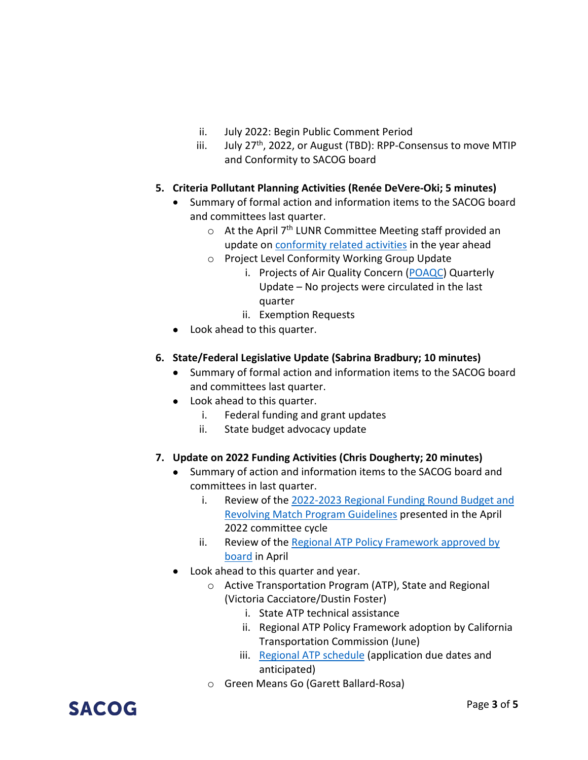ii. July 2022: Begin Public Comment Period
   iii. July 27th, 2022, or August (TBD): RPP-Consensus to move MTIP and Conformity to SACOG board

**5. Criteria Pollutant Planning Activities (Renée DeVere-Oki; 5 minutes)**

- Summary of formal action and information items to the SACOG board and committees last quarter.
  - At the April 7th LUNR Committee Meeting staff provided an update on conformity related activities in the year ahead
  - Project Level Conformity Working Group Update
    - i. Projects of Air Quality Concern (POAQC) Quarterly Update – No projects were circulated in the last quarter
    - ii. Exemption Requests
- Look ahead to this quarter.

**6. State/Federal Legislative Update (Sabrina Bradbury; 10 minutes)**

- Summary of formal action and information items to the SACOG board and committees last quarter.
- Look ahead to this quarter.
  - i. Federal funding and grant updates
  - ii. State budget advocacy update

**7. Update on 2022 Funding Activities (Chris Dougherty; 20 minutes)**

- Summary of action and information items to the SACOG board and committees in last quarter.
  - i. Review of the 2022-2023 Regional Funding Round Budget and Revolving Match Program Guidelines presented in the April 2022 committee cycle
  - ii. Review of the Regional ATP Policy Framework approved by board in April
- Look ahead to this quarter and year.
  - Active Transportation Program (ATP), State and Regional (Victoria Cacciatore/Dustin Foster)
    - i. State ATP technical assistance
    - ii. Regional ATP Policy Framework adoption by California Transportation Commission (June)
    - iii. Regional ATP schedule (application due dates and anticipated)
  - Green Means Go (Garett Ballard-Rosa)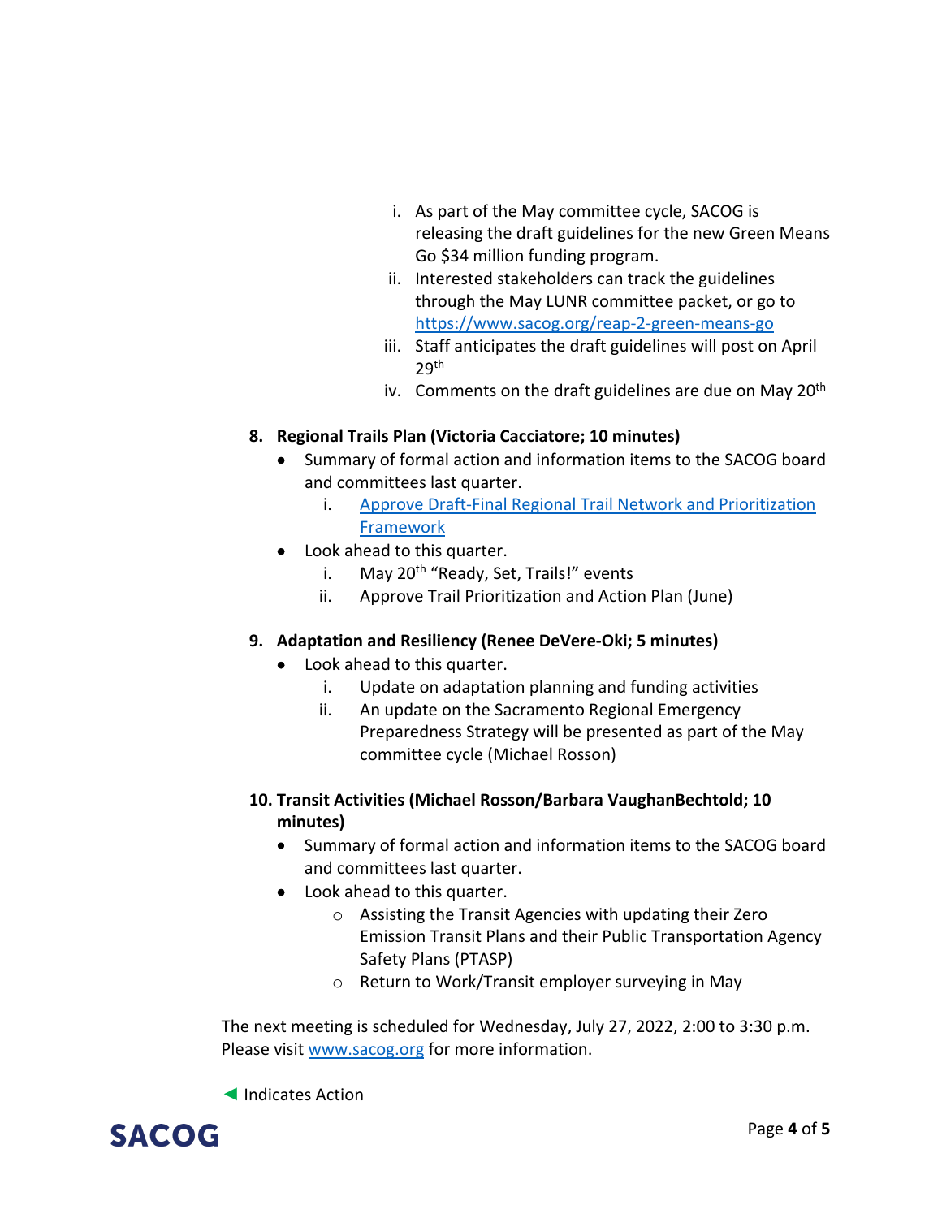i. As part of the May committee cycle, SACOG is releasing the draft guidelines for the new Green Means Go $34 million funding program.
ii. Interested stakeholders can track the guidelines through the May LUNR committee packet, or go to https://www.sacog.org/reap-2-green-means-go
iii. Staff anticipates the draft guidelines will post on April 29th
iv. Comments on the draft guidelines are due on May 20th

**8. Regional Trails Plan (Victoria Cacciatore; 10 minutes)**

- Summary of formal action and information items to the SACOG board and committees last quarter.
  i. [Approve Draft-Final Regional Trail Network and Prioritization Framework]()
- Look ahead to this quarter.
  i. May 20th "Ready, Set, Trails!" events
  ii. Approve Trail Prioritization and Action Plan (June)

**9. Adaptation and Resiliency (Renee DeVere-Oki; 5 minutes)**

- Look ahead to this quarter.
  i. Update on adaptation planning and funding activities
  ii. An update on the Sacramento Regional Emergency Preparedness Strategy will be presented as part of the May committee cycle (Michael Rosson)

**10. Transit Activities (Michael Rosson/Barbara VaughanBechtold; 10 minutes)**

- Summary of formal action and information items to the SACOG board and committees last quarter.
- Look ahead to this quarter.
  - Assisting the Transit Agencies with updating their Zero Emission Transit Plans and their Public Transportation Agency Safety Plans (PTASP)
  - Return to Work/Transit employer surveying in May

The next meeting is scheduled for Wednesday, July 27, 2022, 2:00 to 3:30 p.m. Please visit www.sacog.org for more information.

◄ Indicates Action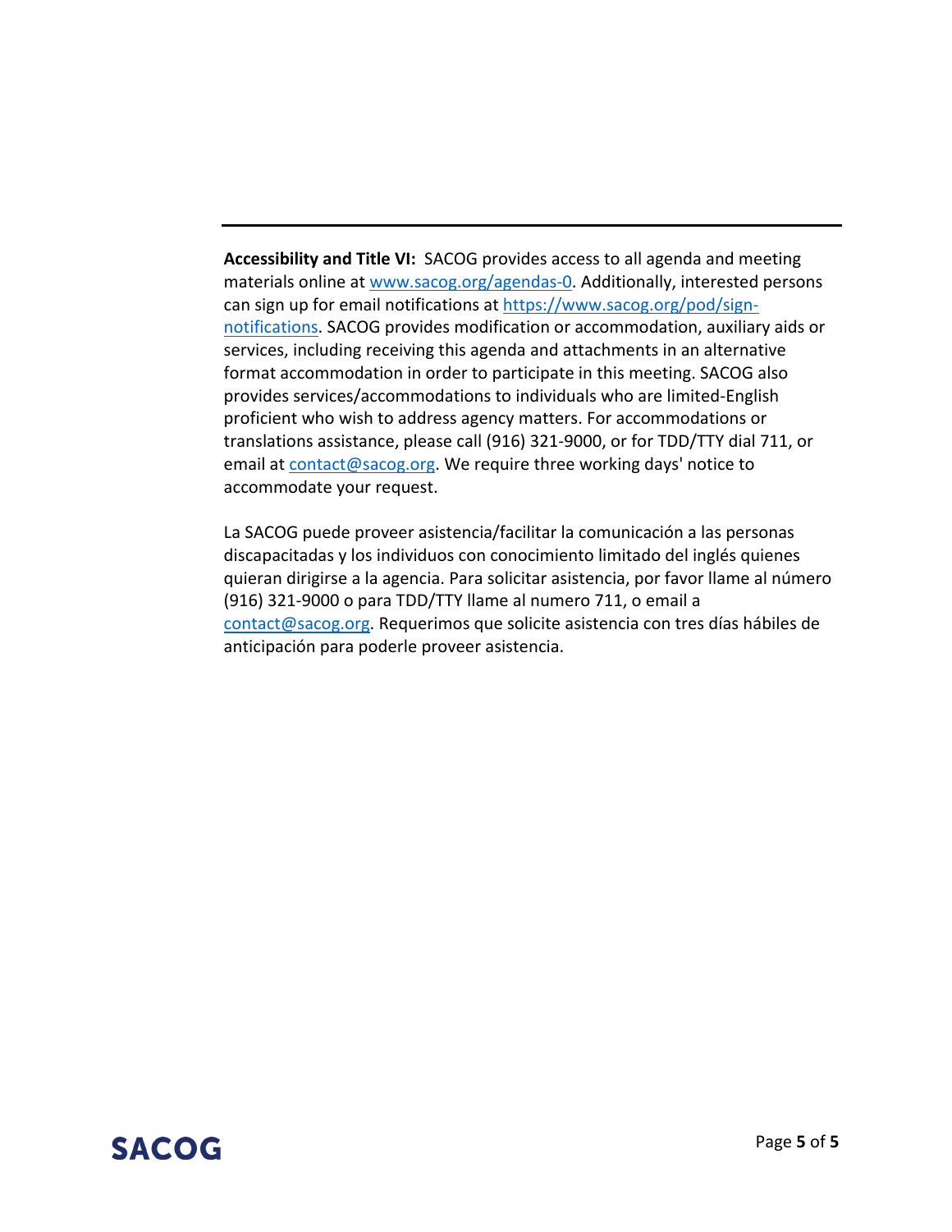---

**Accessibility and Title VI:** SACOG provides access to all agenda and meeting materials online at www.sacog.org/agendas-0. Additionally, interested persons can sign up for email notifications at https://www.sacog.org/pod/sign-notifications. SACOG provides modification or accommodation, auxiliary aids or services, including receiving this agenda and attachments in an alternative format accommodation in order to participate in this meeting. SACOG also provides services/accommodations to individuals who are limited-English proficient who wish to address agency matters. For accommodations or translations assistance, please call (916) 321-9000, or for TDD/TTY dial 711, or email at contact@sacog.org. We require three working days' notice to accommodate your request.

La SACOG puede proveer asistencia/facilitar la comunicación a las personas discapacitadas y los individuos con conocimiento limitado del inglés quienes quieran dirigirse a la agencia. Para solicitar asistencia, por favor llame al número (916) 321-9000 o para TDD/TTY llame al numero 711, o email a contact@sacog.org. Requerimos que solicite asistencia con tres días hábiles de anticipación para poderle proveer asistencia.